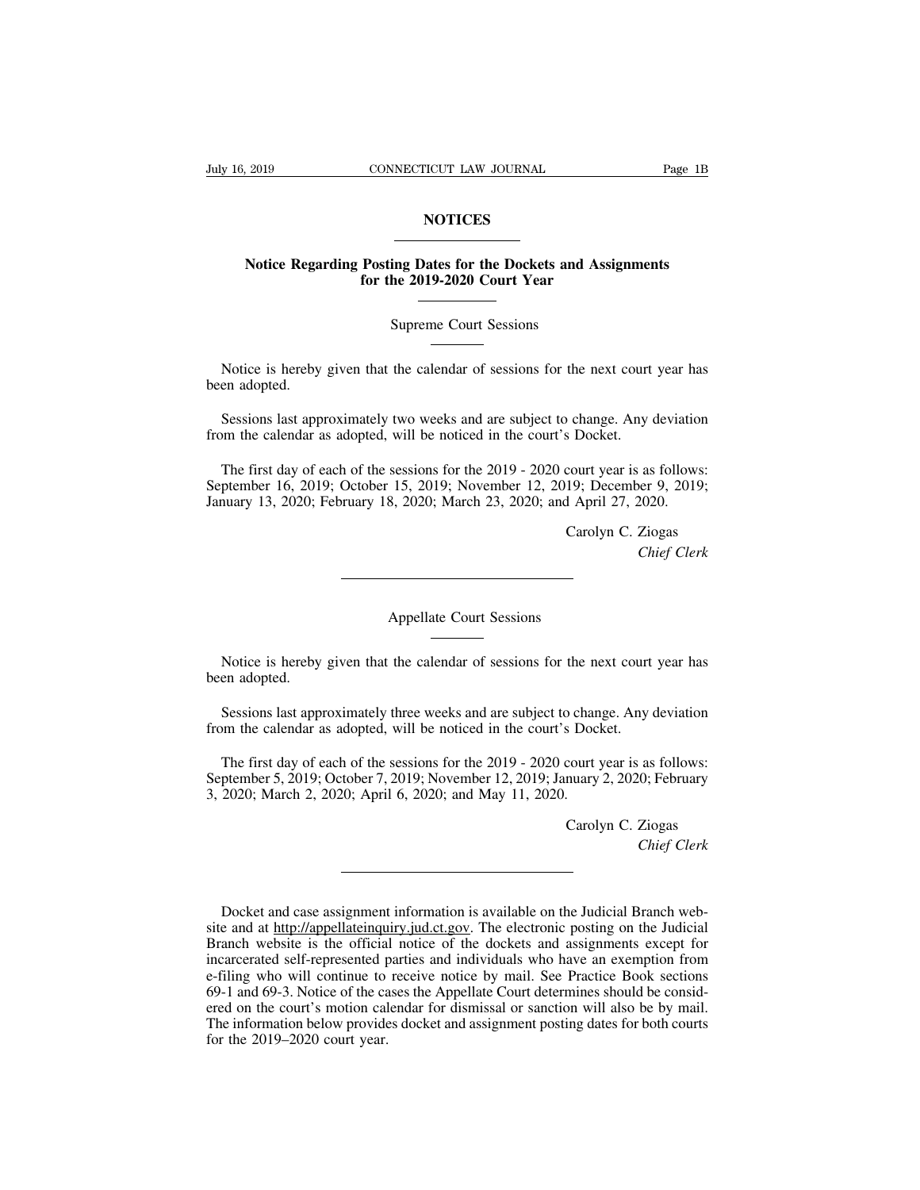# NOTICES

## Notice Regarding Posting Dates for the Dockets and Assignments for the 2019-2020 Court Year

### Supreme Court Sessions

Notice is hereby given that the calendar of sessions for the next court year has been adopted.

Sessions last approximately two weeks and are subject to change. Any deviation from the calendar as adopted, will be noticed in the court's Docket.

The first day of each of the sessions for the 2019 - 2020 court year is as follows: September 16, 2019; October 15, 2019; November 12, 2019; December 9, 2019; January 13, 2020; February 18, 2020; March 23, 2020; and April 27, 2020.

Carolyn C. Ziogas
*Chief Clerk*

---

### Appellate Court Sessions

Notice is hereby given that the calendar of sessions for the next court year has been adopted.

Sessions last approximately three weeks and are subject to change. Any deviation from the calendar as adopted, will be noticed in the court's Docket.

The first day of each of the sessions for the 2019 - 2020 court year is as follows: September 5, 2019; October 7, 2019; November 12, 2019; January 2, 2020; February 3, 2020; March 2, 2020; April 6, 2020; and May 11, 2020.

Carolyn C. Ziogas
*Chief Clerk*

---

Docket and case assignment information is available on the Judicial Branch website and at http://appellateinquiry.jud.ct.gov. The electronic posting on the Judicial Branch website is the official notice of the dockets and assignments except for incarcerated self-represented parties and individuals who have an exemption from e-filing who will continue to receive notice by mail. See Practice Book sections 69-1 and 69-3. Notice of the cases the Appellate Court determines should be considered on the court's motion calendar for dismissal or sanction will also be by mail. The information below provides docket and assignment posting dates for both courts for the 2019–2020 court year.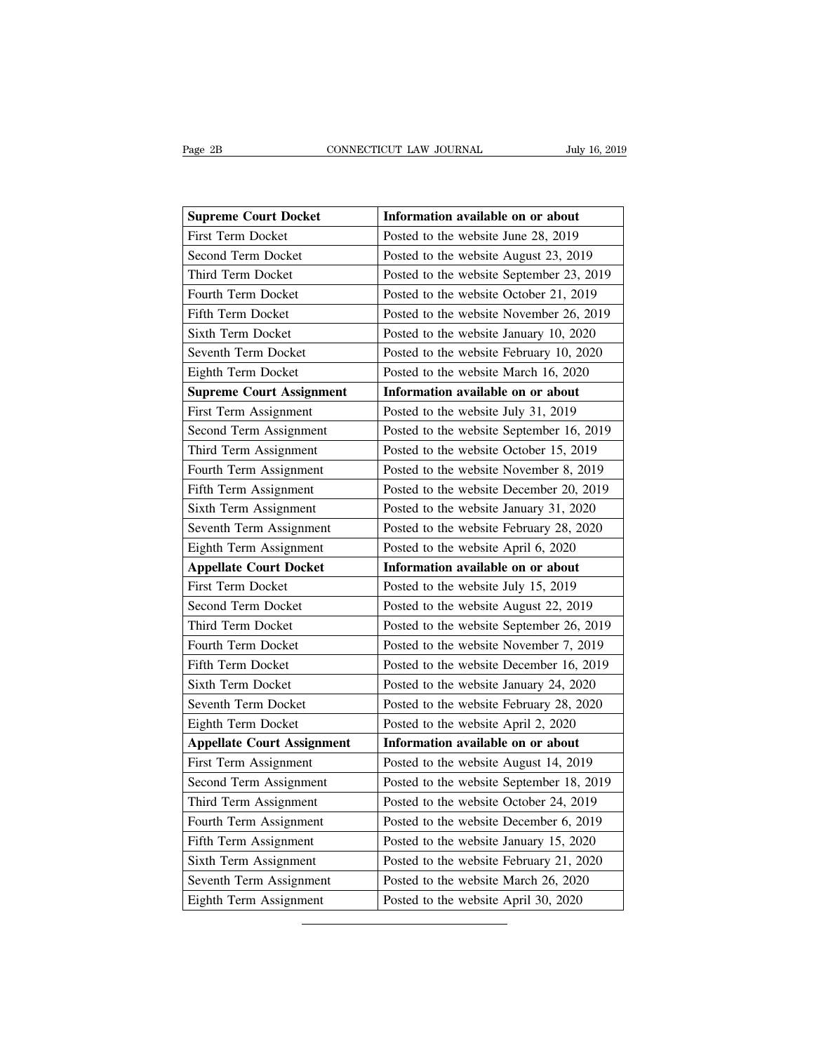| Supreme Court Docket | Information available on or about |
|---|---|
| First Term Docket | Posted to the website June 28, 2019 |
| Second Term Docket | Posted to the website August 23, 2019 |
| Third Term Docket | Posted to the website September 23, 2019 |
| Fourth Term Docket | Posted to the website October 21, 2019 |
| Fifth Term Docket | Posted to the website November 26, 2019 |
| Sixth Term Docket | Posted to the website January 10, 2020 |
| Seventh Term Docket | Posted to the website February 10, 2020 |
| Eighth Term Docket | Posted to the website March 16, 2020 |
| **Supreme Court Assignment** | **Information available on or about** |
| First Term Assignment | Posted to the website July 31, 2019 |
| Second Term Assignment | Posted to the website September 16, 2019 |
| Third Term Assignment | Posted to the website October 15, 2019 |
| Fourth Term Assignment | Posted to the website November 8, 2019 |
| Fifth Term Assignment | Posted to the website December 20, 2019 |
| Sixth Term Assignment | Posted to the website January 31, 2020 |
| Seventh Term Assignment | Posted to the website February 28, 2020 |
| Eighth Term Assignment | Posted to the website April 6, 2020 |
| **Appellate Court Docket** | **Information available on or about** |
| First Term Docket | Posted to the website July 15, 2019 |
| Second Term Docket | Posted to the website August 22, 2019 |
| Third Term Docket | Posted to the website September 26, 2019 |
| Fourth Term Docket | Posted to the website November 7, 2019 |
| Fifth Term Docket | Posted to the website December 16, 2019 |
| Sixth Term Docket | Posted to the website January 24, 2020 |
| Seventh Term Docket | Posted to the website February 28, 2020 |
| Eighth Term Docket | Posted to the website April 2, 2020 |
| **Appellate Court Assignment** | **Information available on or about** |
| First Term Assignment | Posted to the website August 14, 2019 |
| Second Term Assignment | Posted to the website September 18, 2019 |
| Third Term Assignment | Posted to the website October 24, 2019 |
| Fourth Term Assignment | Posted to the website December 6, 2019 |
| Fifth Term Assignment | Posted to the website January 15, 2020 |
| Sixth Term Assignment | Posted to the website February 21, 2020 |
| Seventh Term Assignment | Posted to the website March 26, 2020 |
| Eighth Term Assignment | Posted to the website April 30, 2020 |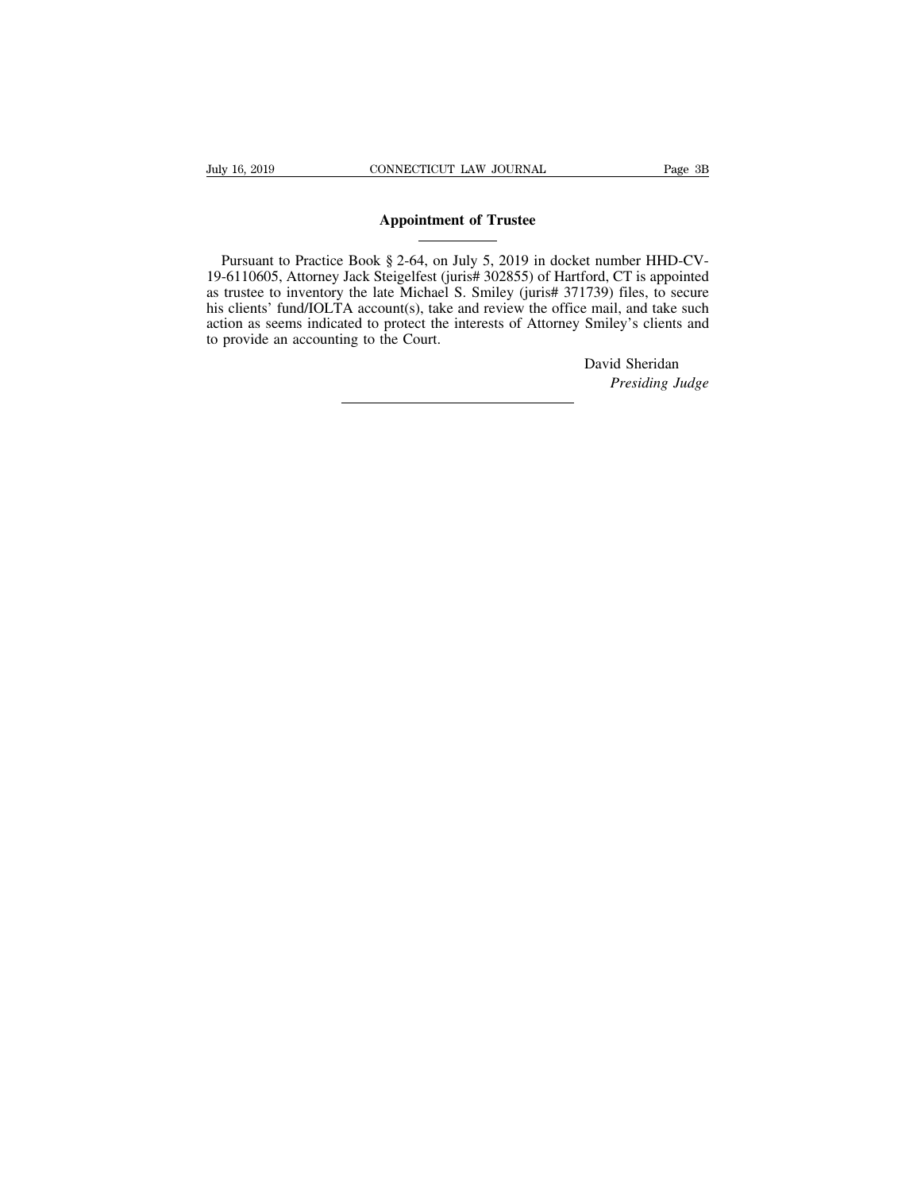## Appointment of Trustee

Pursuant to Practice Book § 2-64, on July 5, 2019 in docket number HHD-CV-19-6110605, Attorney Jack Steigelfest (juris# 302855) of Hartford, CT is appointed as trustee to inventory the late Michael S. Smiley (juris# 371739) files, to secure his clients' fund/IOLTA account(s), take and review the office mail, and take such action as seems indicated to protect the interests of Attorney Smiley's clients and to provide an accounting to the Court.

David Sheridan
*Presiding Judge*